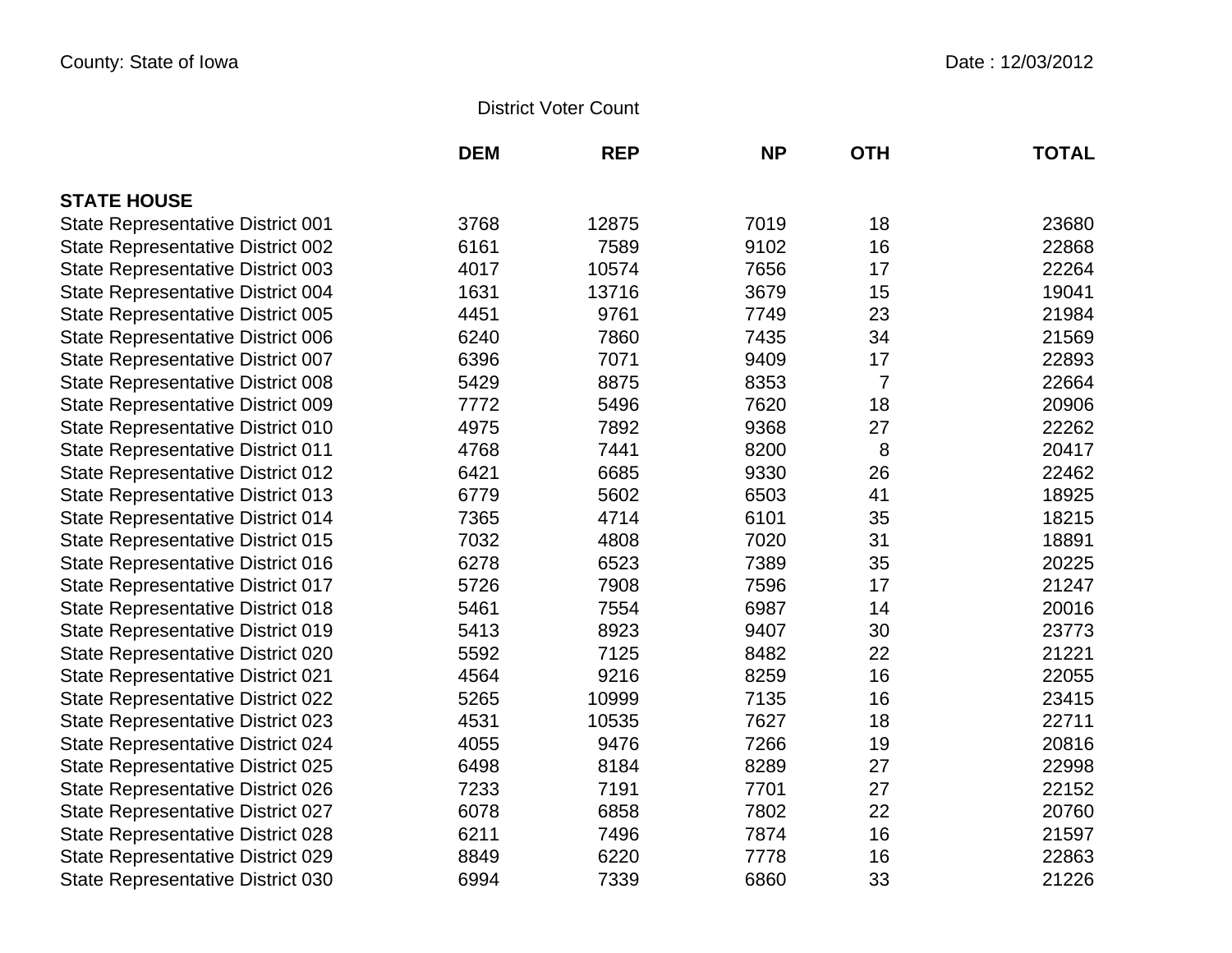County: State of Iowa

Date : 12/03/2012

District Voter Count

| | DEM | REP | NP | OTH | TOTAL |
|---|---|---|---|---|---|
| **STATE HOUSE** | | | | | |
| State Representative District 001 | 3768 | 12875 | 7019 | 18 | 23680 |
| State Representative District 002 | 6161 | 7589 | 9102 | 16 | 22868 |
| State Representative District 003 | 4017 | 10574 | 7656 | 17 | 22264 |
| State Representative District 004 | 1631 | 13716 | 3679 | 15 | 19041 |
| State Representative District 005 | 4451 | 9761 | 7749 | 23 | 21984 |
| State Representative District 006 | 6240 | 7860 | 7435 | 34 | 21569 |
| State Representative District 007 | 6396 | 7071 | 9409 | 17 | 22893 |
| State Representative District 008 | 5429 | 8875 | 8353 | 7 | 22664 |
| State Representative District 009 | 7772 | 5496 | 7620 | 18 | 20906 |
| State Representative District 010 | 4975 | 7892 | 9368 | 27 | 22262 |
| State Representative District 011 | 4768 | 7441 | 8200 | 8 | 20417 |
| State Representative District 012 | 6421 | 6685 | 9330 | 26 | 22462 |
| State Representative District 013 | 6779 | 5602 | 6503 | 41 | 18925 |
| State Representative District 014 | 7365 | 4714 | 6101 | 35 | 18215 |
| State Representative District 015 | 7032 | 4808 | 7020 | 31 | 18891 |
| State Representative District 016 | 6278 | 6523 | 7389 | 35 | 20225 |
| State Representative District 017 | 5726 | 7908 | 7596 | 17 | 21247 |
| State Representative District 018 | 5461 | 7554 | 6987 | 14 | 20016 |
| State Representative District 019 | 5413 | 8923 | 9407 | 30 | 23773 |
| State Representative District 020 | 5592 | 7125 | 8482 | 22 | 21221 |
| State Representative District 021 | 4564 | 9216 | 8259 | 16 | 22055 |
| State Representative District 022 | 5265 | 10999 | 7135 | 16 | 23415 |
| State Representative District 023 | 4531 | 10535 | 7627 | 18 | 22711 |
| State Representative District 024 | 4055 | 9476 | 7266 | 19 | 20816 |
| State Representative District 025 | 6498 | 8184 | 8289 | 27 | 22998 |
| State Representative District 026 | 7233 | 7191 | 7701 | 27 | 22152 |
| State Representative District 027 | 6078 | 6858 | 7802 | 22 | 20760 |
| State Representative District 028 | 6211 | 7496 | 7874 | 16 | 21597 |
| State Representative District 029 | 8849 | 6220 | 7778 | 16 | 22863 |
| State Representative District 030 | 6994 | 7339 | 6860 | 33 | 21226 |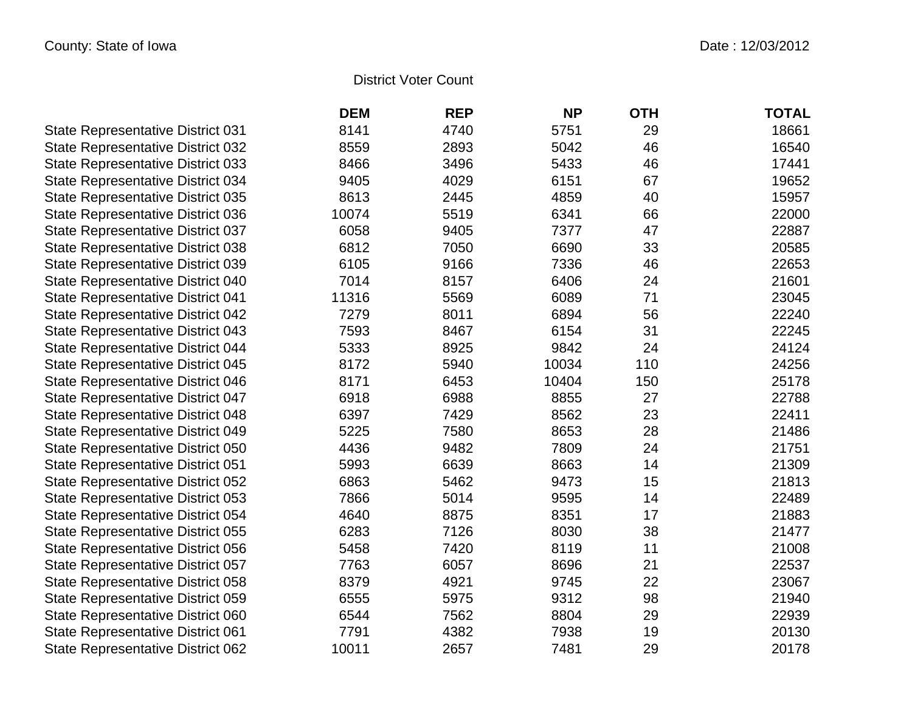County: State of Iowa

Date : 12/03/2012

District Voter Count

| | DEM | REP | NP | OTH | TOTAL |
|---|---|---|---|---|---|
| State Representative District 031 | 8141 | 4740 | 5751 | 29 | 18661 |
| State Representative District 032 | 8559 | 2893 | 5042 | 46 | 16540 |
| State Representative District 033 | 8466 | 3496 | 5433 | 46 | 17441 |
| State Representative District 034 | 9405 | 4029 | 6151 | 67 | 19652 |
| State Representative District 035 | 8613 | 2445 | 4859 | 40 | 15957 |
| State Representative District 036 | 10074 | 5519 | 6341 | 66 | 22000 |
| State Representative District 037 | 6058 | 9405 | 7377 | 47 | 22887 |
| State Representative District 038 | 6812 | 7050 | 6690 | 33 | 20585 |
| State Representative District 039 | 6105 | 9166 | 7336 | 46 | 22653 |
| State Representative District 040 | 7014 | 8157 | 6406 | 24 | 21601 |
| State Representative District 041 | 11316 | 5569 | 6089 | 71 | 23045 |
| State Representative District 042 | 7279 | 8011 | 6894 | 56 | 22240 |
| State Representative District 043 | 7593 | 8467 | 6154 | 31 | 22245 |
| State Representative District 044 | 5333 | 8925 | 9842 | 24 | 24124 |
| State Representative District 045 | 8172 | 5940 | 10034 | 110 | 24256 |
| State Representative District 046 | 8171 | 6453 | 10404 | 150 | 25178 |
| State Representative District 047 | 6918 | 6988 | 8855 | 27 | 22788 |
| State Representative District 048 | 6397 | 7429 | 8562 | 23 | 22411 |
| State Representative District 049 | 5225 | 7580 | 8653 | 28 | 21486 |
| State Representative District 050 | 4436 | 9482 | 7809 | 24 | 21751 |
| State Representative District 051 | 5993 | 6639 | 8663 | 14 | 21309 |
| State Representative District 052 | 6863 | 5462 | 9473 | 15 | 21813 |
| State Representative District 053 | 7866 | 5014 | 9595 | 14 | 22489 |
| State Representative District 054 | 4640 | 8875 | 8351 | 17 | 21883 |
| State Representative District 055 | 6283 | 7126 | 8030 | 38 | 21477 |
| State Representative District 056 | 5458 | 7420 | 8119 | 11 | 21008 |
| State Representative District 057 | 7763 | 6057 | 8696 | 21 | 22537 |
| State Representative District 058 | 8379 | 4921 | 9745 | 22 | 23067 |
| State Representative District 059 | 6555 | 5975 | 9312 | 98 | 21940 |
| State Representative District 060 | 6544 | 7562 | 8804 | 29 | 22939 |
| State Representative District 061 | 7791 | 4382 | 7938 | 19 | 20130 |
| State Representative District 062 | 10011 | 2657 | 7481 | 29 | 20178 |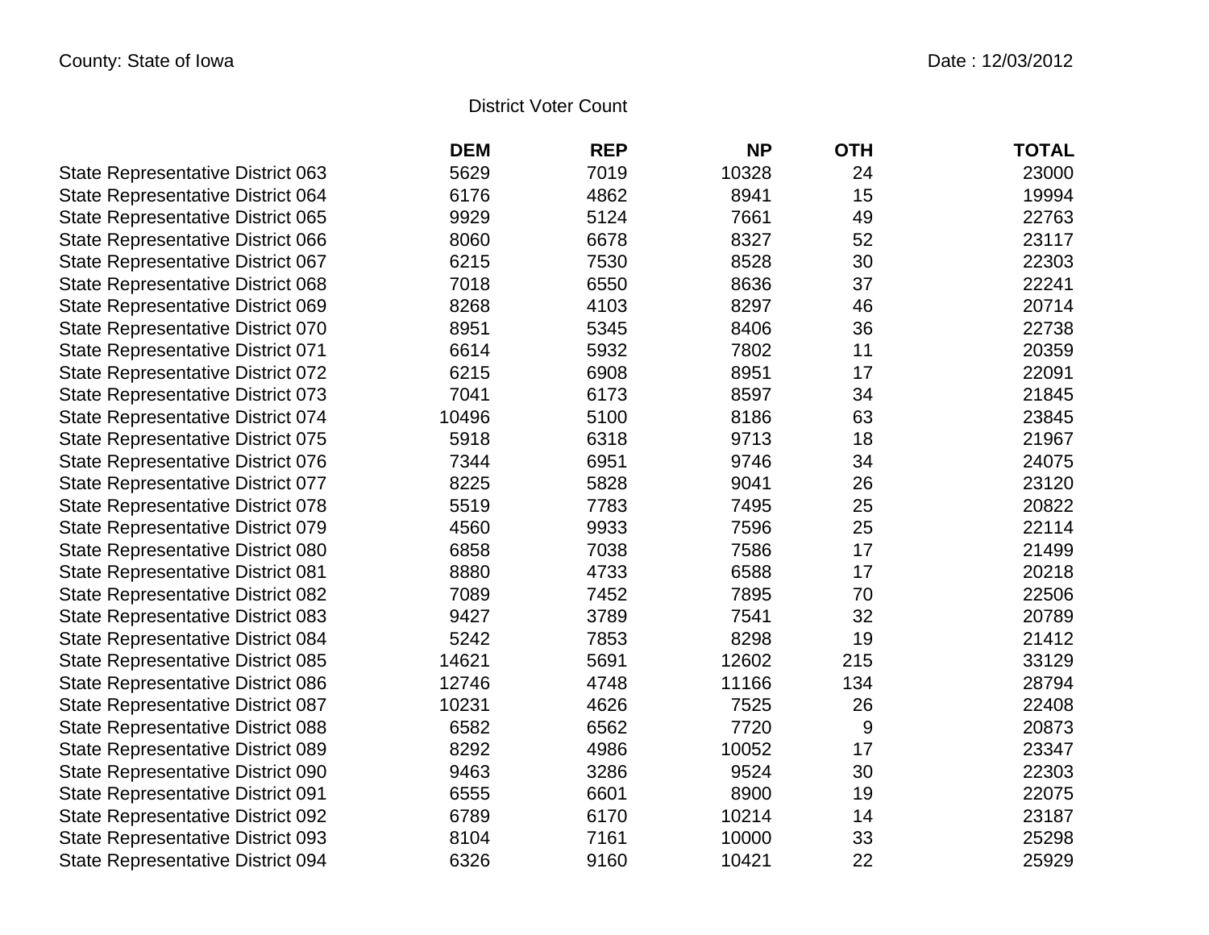County: State of Iowa

Date : 12/03/2012

District Voter Count

| | DEM | REP | NP | OTH | TOTAL |
|---|---|---|---|---|---|
| State Representative District 063 | 5629 | 7019 | 10328 | 24 | 23000 |
| State Representative District 064 | 6176 | 4862 | 8941 | 15 | 19994 |
| State Representative District 065 | 9929 | 5124 | 7661 | 49 | 22763 |
| State Representative District 066 | 8060 | 6678 | 8327 | 52 | 23117 |
| State Representative District 067 | 6215 | 7530 | 8528 | 30 | 22303 |
| State Representative District 068 | 7018 | 6550 | 8636 | 37 | 22241 |
| State Representative District 069 | 8268 | 4103 | 8297 | 46 | 20714 |
| State Representative District 070 | 8951 | 5345 | 8406 | 36 | 22738 |
| State Representative District 071 | 6614 | 5932 | 7802 | 11 | 20359 |
| State Representative District 072 | 6215 | 6908 | 8951 | 17 | 22091 |
| State Representative District 073 | 7041 | 6173 | 8597 | 34 | 21845 |
| State Representative District 074 | 10496 | 5100 | 8186 | 63 | 23845 |
| State Representative District 075 | 5918 | 6318 | 9713 | 18 | 21967 |
| State Representative District 076 | 7344 | 6951 | 9746 | 34 | 24075 |
| State Representative District 077 | 8225 | 5828 | 9041 | 26 | 23120 |
| State Representative District 078 | 5519 | 7783 | 7495 | 25 | 20822 |
| State Representative District 079 | 4560 | 9933 | 7596 | 25 | 22114 |
| State Representative District 080 | 6858 | 7038 | 7586 | 17 | 21499 |
| State Representative District 081 | 8880 | 4733 | 6588 | 17 | 20218 |
| State Representative District 082 | 7089 | 7452 | 7895 | 70 | 22506 |
| State Representative District 083 | 9427 | 3789 | 7541 | 32 | 20789 |
| State Representative District 084 | 5242 | 7853 | 8298 | 19 | 21412 |
| State Representative District 085 | 14621 | 5691 | 12602 | 215 | 33129 |
| State Representative District 086 | 12746 | 4748 | 11166 | 134 | 28794 |
| State Representative District 087 | 10231 | 4626 | 7525 | 26 | 22408 |
| State Representative District 088 | 6582 | 6562 | 7720 | 9 | 20873 |
| State Representative District 089 | 8292 | 4986 | 10052 | 17 | 23347 |
| State Representative District 090 | 9463 | 3286 | 9524 | 30 | 22303 |
| State Representative District 091 | 6555 | 6601 | 8900 | 19 | 22075 |
| State Representative District 092 | 6789 | 6170 | 10214 | 14 | 23187 |
| State Representative District 093 | 8104 | 7161 | 10000 | 33 | 25298 |
| State Representative District 094 | 6326 | 9160 | 10421 | 22 | 25929 |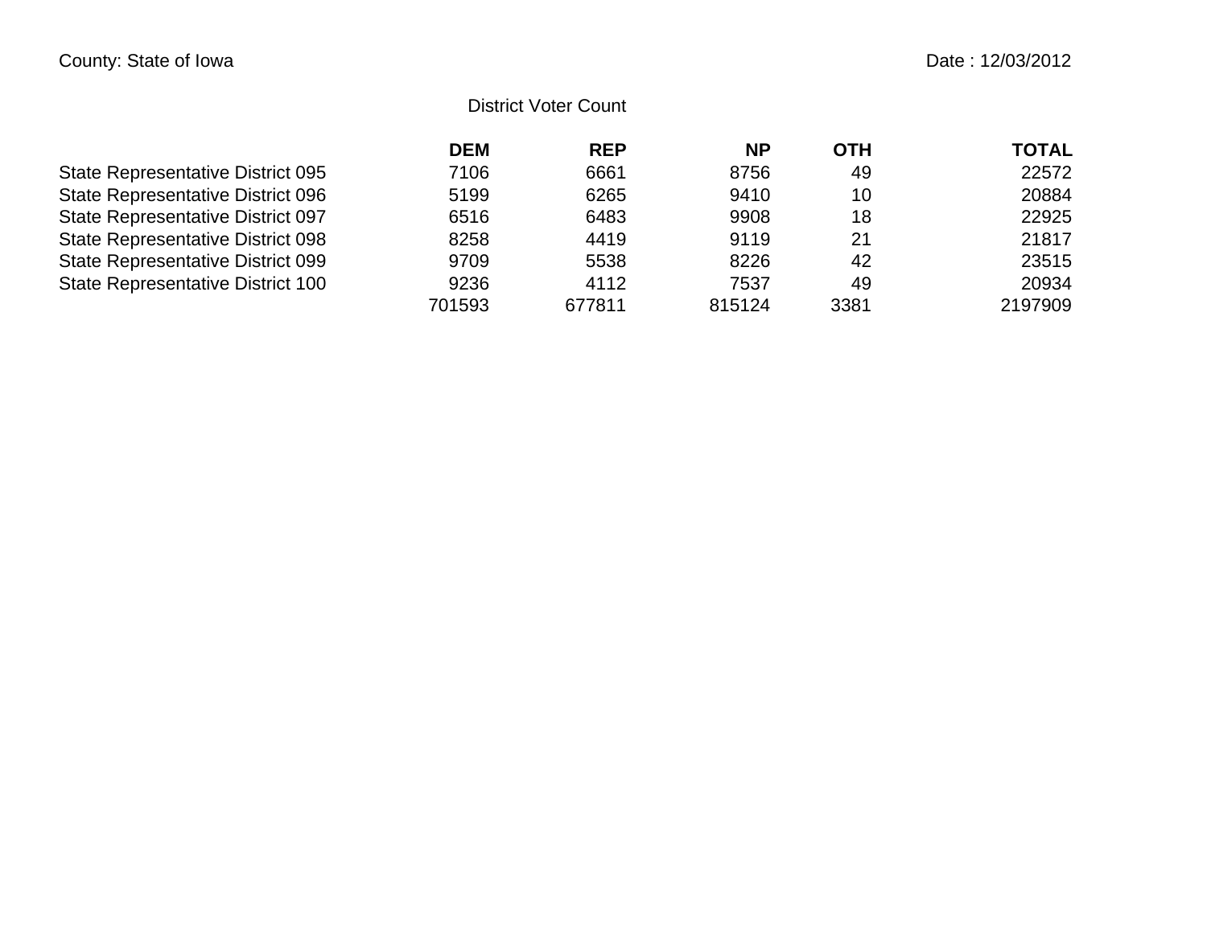County: State of Iowa

Date : 12/03/2012

District Voter Count

| | DEM | REP | NP | OTH | TOTAL |
|---|---|---|---|---|---|
| State Representative District 095 | 7106 | 6661 | 8756 | 49 | 22572 |
| State Representative District 096 | 5199 | 6265 | 9410 | 10 | 20884 |
| State Representative District 097 | 6516 | 6483 | 9908 | 18 | 22925 |
| State Representative District 098 | 8258 | 4419 | 9119 | 21 | 21817 |
| State Representative District 099 | 9709 | 5538 | 8226 | 42 | 23515 |
| State Representative District 100 | 9236 | 4112 | 7537 | 49 | 20934 |
| | 701593 | 677811 | 815124 | 3381 | 2197909 |